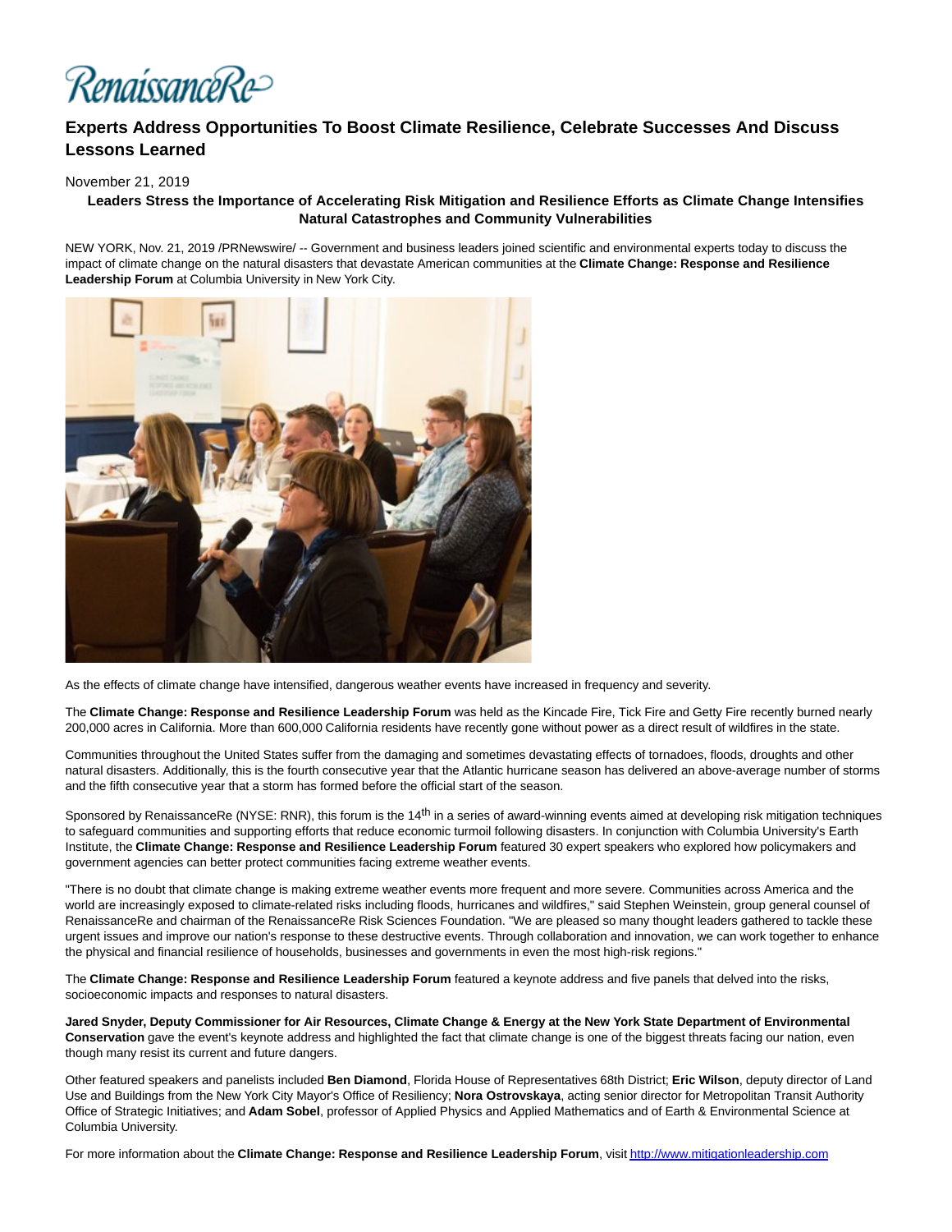RenaissanceRe

# Experts Address Opportunities To Boost Climate Resilience, Celebrate Successes And Discuss Lessons Learned

November 21, 2019

**Leaders Stress the Importance of Accelerating Risk Mitigation and Resilience Efforts as Climate Change Intensifies Natural Catastrophes and Community Vulnerabilities**

NEW YORK, Nov. 21, 2019 /PRNewswire/ -- Government and business leaders joined scientific and environmental experts today to discuss the impact of climate change on the natural disasters that devastate American communities at the **Climate Change: Response and Resilience Leadership Forum** at Columbia University in New York City.

As the effects of climate change have intensified, dangerous weather events have increased in frequency and severity.

The **Climate Change: Response and Resilience Leadership Forum** was held as the Kincade Fire, Tick Fire and Getty Fire recently burned nearly 200,000 acres in California. More than 600,000 California residents have recently gone without power as a direct result of wildfires in the state.

Communities throughout the United States suffer from the damaging and sometimes devastating effects of tornadoes, floods, droughts and other natural disasters. Additionally, this is the fourth consecutive year that the Atlantic hurricane season has delivered an above-average number of storms and the fifth consecutive year that a storm has formed before the official start of the season.

Sponsored by RenaissanceRe (NYSE: RNR), this forum is the 14th in a series of award-winning events aimed at developing risk mitigation techniques to safeguard communities and supporting efforts that reduce economic turmoil following disasters. In conjunction with Columbia University's Earth Institute, the **Climate Change: Response and Resilience Leadership Forum** featured 30 expert speakers who explored how policymakers and government agencies can better protect communities facing extreme weather events.

"There is no doubt that climate change is making extreme weather events more frequent and more severe. Communities across America and the world are increasingly exposed to climate-related risks including floods, hurricanes and wildfires," said Stephen Weinstein, group general counsel of RenaissanceRe and chairman of the RenaissanceRe Risk Sciences Foundation. "We are pleased so many thought leaders gathered to tackle these urgent issues and improve our nation's response to these destructive events. Through collaboration and innovation, we can work together to enhance the physical and financial resilience of households, businesses and governments in even the most high-risk regions."

The **Climate Change: Response and Resilience Leadership Forum** featured a keynote address and five panels that delved into the risks, socioeconomic impacts and responses to natural disasters.

**Jared Snyder, Deputy Commissioner for Air Resources, Climate Change & Energy at the New York State Department of Environmental Conservation** gave the event's keynote address and highlighted the fact that climate change is one of the biggest threats facing our nation, even though many resist its current and future dangers.

Other featured speakers and panelists included **Ben Diamond**, Florida House of Representatives 68th District; **Eric Wilson**, deputy director of Land Use and Buildings from the New York City Mayor's Office of Resiliency; **Nora Ostrovskaya**, acting senior director for Metropolitan Transit Authority Office of Strategic Initiatives; and **Adam Sobel**, professor of Applied Physics and Applied Mathematics and of Earth & Environmental Science at Columbia University.

For more information about the **Climate Change: Response and Resilience Leadership Forum**, visit http://www.mitigationleadership.com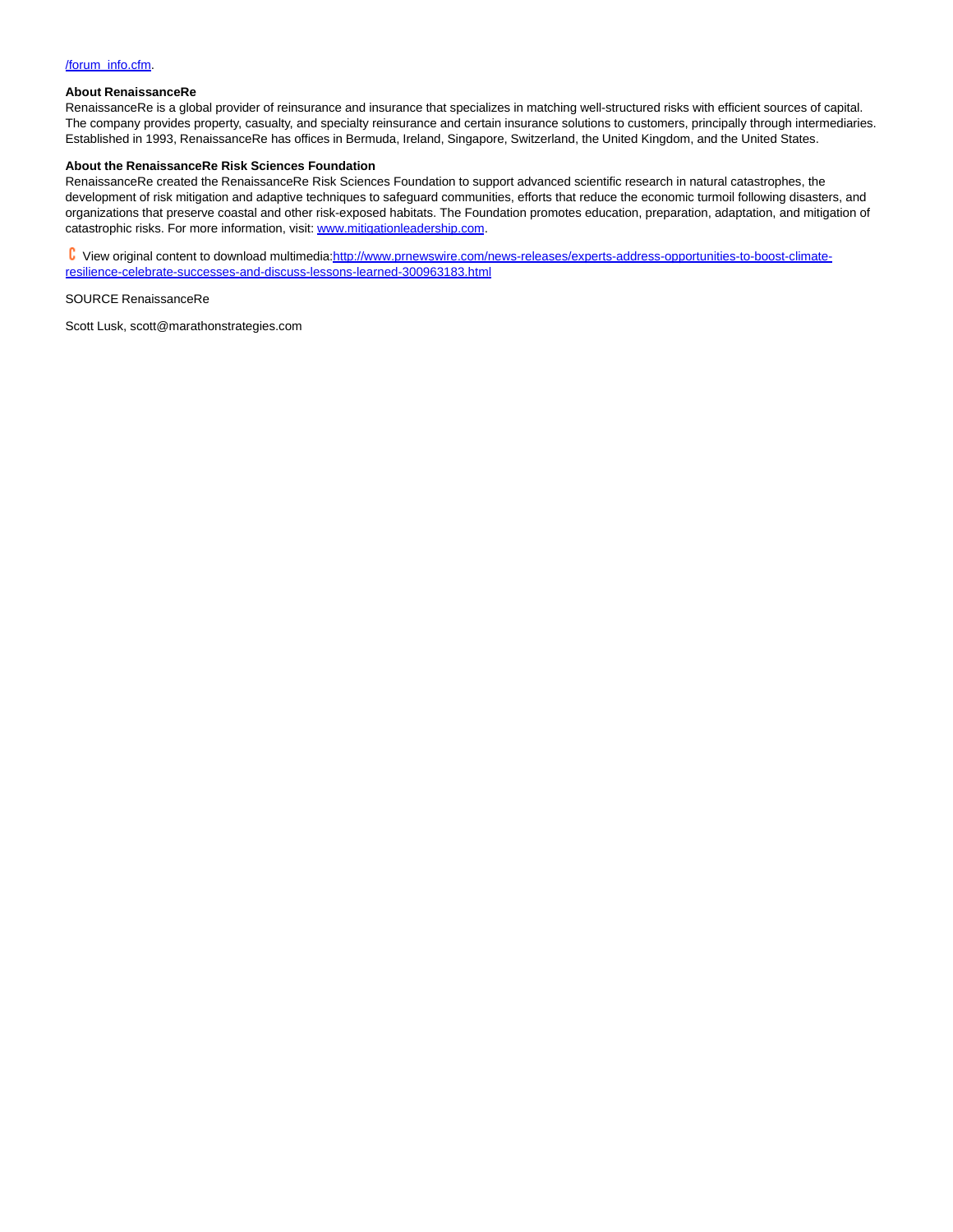/forum_info.cfm.

**About RenaissanceRe**

RenaissanceRe is a global provider of reinsurance and insurance that specializes in matching well-structured risks with efficient sources of capital. The company provides property, casualty, and specialty reinsurance and certain insurance solutions to customers, principally through intermediaries. Established in 1993, RenaissanceRe has offices in Bermuda, Ireland, Singapore, Switzerland, the United Kingdom, and the United States.

**About the RenaissanceRe Risk Sciences Foundation**

RenaissanceRe created the RenaissanceRe Risk Sciences Foundation to support advanced scientific research in natural catastrophes, the development of risk mitigation and adaptive techniques to safeguard communities, efforts that reduce the economic turmoil following disasters, and organizations that preserve coastal and other risk-exposed habitats. The Foundation promotes education, preparation, adaptation, and mitigation of catastrophic risks. For more information, visit: www.mitigationleadership.com.

View original content to download multimedia:http://www.prnewswire.com/news-releases/experts-address-opportunities-to-boost-climate-resilience-celebrate-successes-and-discuss-lessons-learned-300963183.html

SOURCE RenaissanceRe

Scott Lusk, scott@marathonstrategies.com